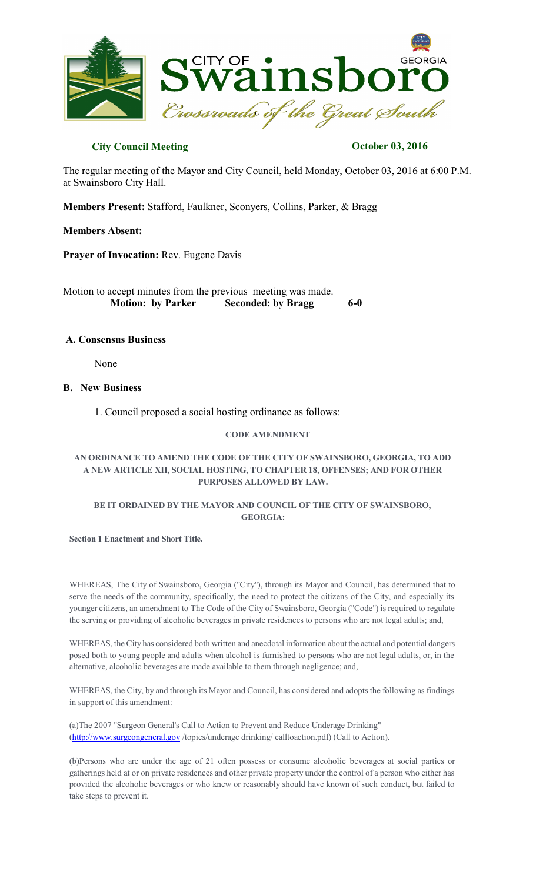# City of Swainsboro, Georgia — Crossroads of the Great South

**City Council Meeting** **October 03, 2016**

The regular meeting of the Mayor and City Council, held Monday, October 03, 2016 at 6:00 P.M. at Swainsboro City Hall.

**Members Present:** Stafford, Faulkner, Sconyers, Collins, Parker, & Bragg

**Members Absent:**

**Prayer of Invocation:** Rev. Eugene Davis

Motion to accept minutes from the previous meeting was made.
**Motion: by Parker** **Seconded: by Bragg** **6-0**

## A. Consensus Business

None

## B. New Business

1. Council proposed a social hosting ordinance as follows:

**CODE AMENDMENT**

**AN ORDINANCE TO AMEND THE CODE OF THE CITY OF SWAINSBORO, GEORGIA, TO ADD A NEW ARTICLE XII, SOCIAL HOSTING, TO CHAPTER 18, OFFENSES; AND FOR OTHER PURPOSES ALLOWED BY LAW.**

**BE IT ORDAINED BY THE MAYOR AND COUNCIL OF THE CITY OF SWAINSBORO, GEORGIA:**

**Section 1 Enactment and Short Title.**

WHEREAS, The City of Swainsboro, Georgia ("City"), through its Mayor and Council, has determined that to serve the needs of the community, specifically, the need to protect the citizens of the City, and especially its younger citizens, an amendment to The Code of the City of Swainsboro, Georgia ("Code") is required to regulate the serving or providing of alcoholic beverages in private residences to persons who are not legal adults; and,

WHEREAS, the City has considered both written and anecdotal information about the actual and potential dangers posed both to young people and adults when alcohol is furnished to persons who are not legal adults, or, in the alternative, alcoholic beverages are made available to them through negligence; and,

WHEREAS, the City, by and through its Mayor and Council, has considered and adopts the following as findings in support of this amendment:

(a)The 2007 "Surgeon General's Call to Action to Prevent and Reduce Underage Drinking" (http://www.surgeongeneral.gov /topics/underage drinking/ calltoaction.pdf) (Call to Action).

(b)Persons who are under the age of 21 often possess or consume alcoholic beverages at social parties or gatherings held at or on private residences and other private property under the control of a person who either has provided the alcoholic beverages or who knew or reasonably should have known of such conduct, but failed to take steps to prevent it.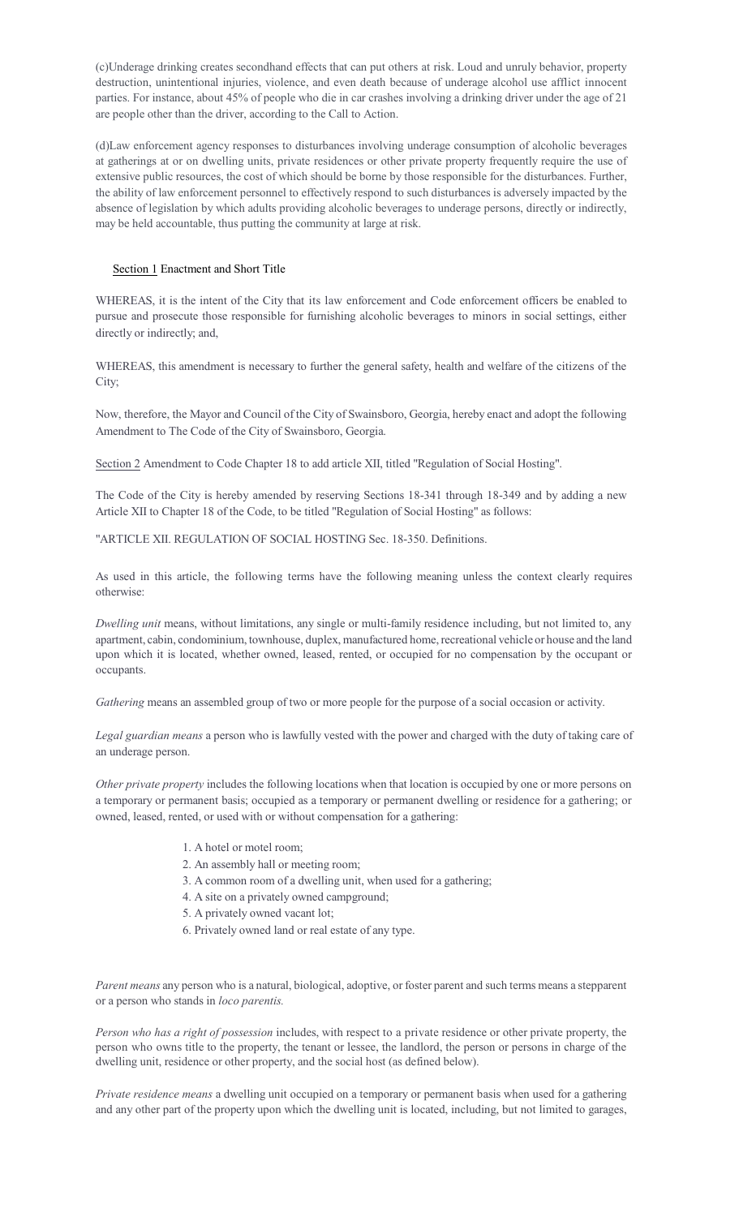(c)Underage drinking creates secondhand effects that can put others at risk. Loud and unruly behavior, property destruction, unintentional injuries, violence, and even death because of underage alcohol use afflict innocent parties. For instance, about 45% of people who die in car crashes involving a drinking driver under the age of 21 are people other than the driver, according to the Call to Action.

(d)Law enforcement agency responses to disturbances involving underage consumption of alcoholic beverages at gatherings at or on dwelling units, private residences or other private property frequently require the use of extensive public resources, the cost of which should be borne by those responsible for the disturbances. Further, the ability of law enforcement personnel to effectively respond to such disturbances is adversely impacted by the absence of legislation by which adults providing alcoholic beverages to underage persons, directly or indirectly, may be held accountable, thus putting the community at large at risk.

Section 1 Enactment and Short Title

WHEREAS, it is the intent of the City that its law enforcement and Code enforcement officers be enabled to pursue and prosecute those responsible for furnishing alcoholic beverages to minors in social settings, either directly or indirectly; and,

WHEREAS, this amendment is necessary to further the general safety, health and welfare of the citizens of the City;

Now, therefore, the Mayor and Council of the City of Swainsboro, Georgia, hereby enact and adopt the following Amendment to The Code of the City of Swainsboro, Georgia.

Section 2 Amendment to Code Chapter 18 to add article XII, titled "Regulation of Social Hosting".

The Code of the City is hereby amended by reserving Sections 18-341 through 18-349 and by adding a new Article XII to Chapter 18 of the Code, to be titled "Regulation of Social Hosting" as follows:

"ARTICLE XII. REGULATION OF SOCIAL HOSTING Sec. 18-350. Definitions.

As used in this article, the following terms have the following meaning unless the context clearly requires otherwise:

*Dwelling unit* means, without limitations, any single or multi-family residence including, but not limited to, any apartment, cabin, condominium, townhouse, duplex, manufactured home, recreational vehicle or house and the land upon which it is located, whether owned, leased, rented, or occupied for no compensation by the occupant or occupants.

*Gathering* means an assembled group of two or more people for the purpose of a social occasion or activity.

*Legal guardian means* a person who is lawfully vested with the power and charged with the duty of taking care of an underage person.

*Other private property* includes the following locations when that location is occupied by one or more persons on a temporary or permanent basis; occupied as a temporary or permanent dwelling or residence for a gathering; or owned, leased, rented, or used with or without compensation for a gathering:

1. A hotel or motel room;
2. An assembly hall or meeting room;
3. A common room of a dwelling unit, when used for a gathering;
4. A site on a privately owned campground;
5. A privately owned vacant lot;
6. Privately owned land or real estate of any type.

*Parent means* any person who is a natural, biological, adoptive, or foster parent and such terms means a stepparent or a person who stands in *loco parentis.*

*Person who has a right of possession* includes, with respect to a private residence or other private property, the person who owns title to the property, the tenant or lessee, the landlord, the person or persons in charge of the dwelling unit, residence or other property, and the social host (as defined below).

*Private residence means* a dwelling unit occupied on a temporary or permanent basis when used for a gathering and any other part of the property upon which the dwelling unit is located, including, but not limited to garages,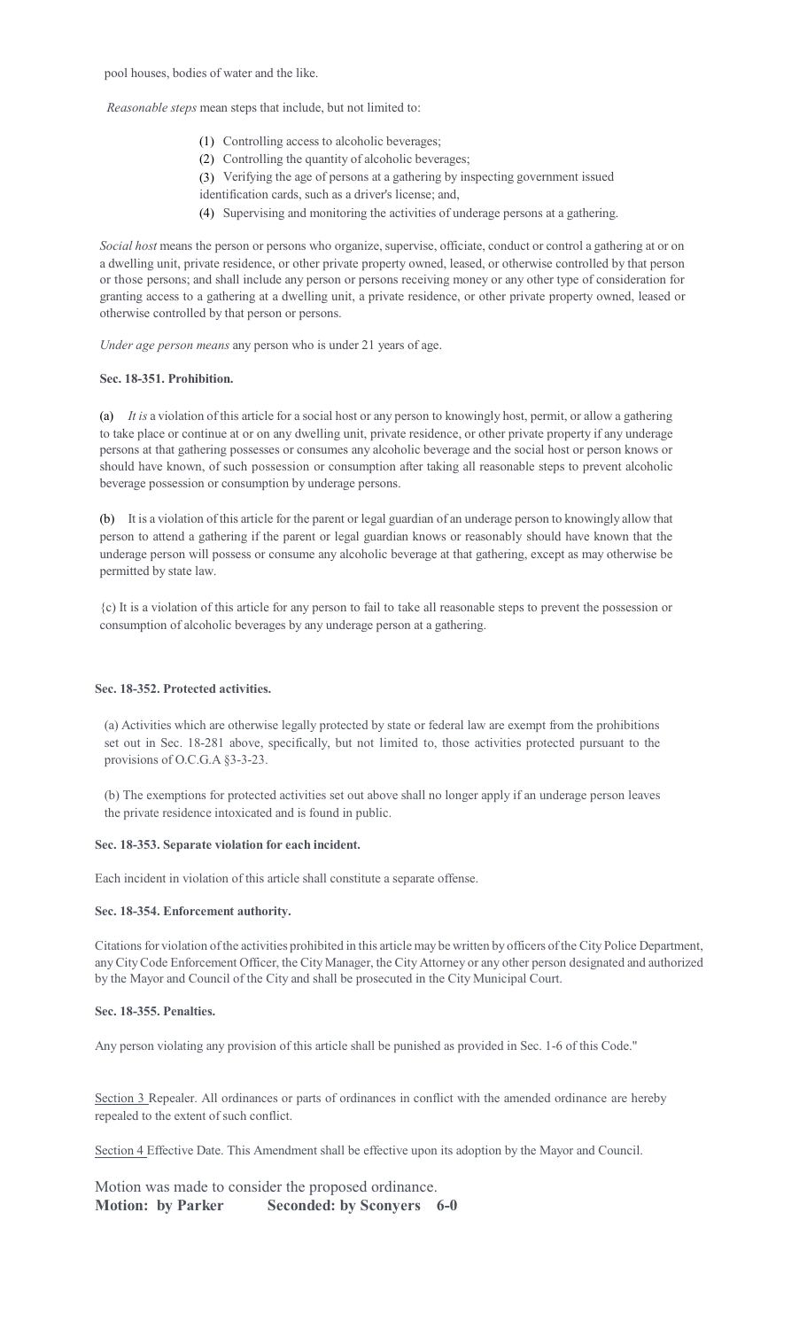pool houses, bodies of water and the like.

*Reasonable steps* mean steps that include, but not limited to:

(1) Controlling access to alcoholic beverages;
(2) Controlling the quantity of alcoholic beverages;
(3) Verifying the age of persons at a gathering by inspecting government issued identification cards, such as a driver's license; and,
(4) Supervising and monitoring the activities of underage persons at a gathering.

*Social host* means the person or persons who organize, supervise, officiate, conduct or control a gathering at or on a dwelling unit, private residence, or other private property owned, leased, or otherwise controlled by that person or those persons; and shall include any person or persons receiving money or any other type of consideration for granting access to a gathering at a dwelling unit, a private residence, or other private property owned, leased or otherwise controlled by that person or persons.

*Under age person means* any person who is under 21 years of age.

**Sec. 18-351. Prohibition.**

(a) *It is* a violation of this article for a social host or any person to knowingly host, permit, or allow a gathering to take place or continue at or on any dwelling unit, private residence, or other private property if any underage persons at that gathering possesses or consumes any alcoholic beverage and the social host or person knows or should have known, of such possession or consumption after taking all reasonable steps to prevent alcoholic beverage possession or consumption by underage persons.

(b) It is a violation of this article for the parent or legal guardian of an underage person to knowingly allow that person to attend a gathering if the parent or legal guardian knows or reasonably should have known that the underage person will possess or consume any alcoholic beverage at that gathering, except as may otherwise be permitted by state law.

{c) It is a violation of this article for any person to fail to take all reasonable steps to prevent the possession or consumption of alcoholic beverages by any underage person at a gathering.

**Sec. 18-352. Protected activities.**

(a) Activities which are otherwise legally protected by state or federal law are exempt from the prohibitions set out in Sec. 18-281 above, specifically, but not limited to, those activities protected pursuant to the provisions of O.C.G.A §3-3-23.

(b) The exemptions for protected activities set out above shall no longer apply if an underage person leaves the private residence intoxicated and is found in public.

**Sec. 18-353. Separate violation for each incident.**

Each incident in violation of this article shall constitute a separate offense.

**Sec. 18-354. Enforcement authority.**

Citations for violation of the activities prohibited in this article may be written by officers of the City Police Department, any City Code Enforcement Officer, the City Manager, the City Attorney or any other person designated and authorized by the Mayor and Council of the City and shall be prosecuted in the City Municipal Court.

**Sec. 18-355. Penalties.**

Any person violating any provision of this article shall be punished as provided in Sec. 1-6 of this Code."

Section 3 Repealer. All ordinances or parts of ordinances in conflict with the amended ordinance are hereby repealed to the extent of such conflict.

Section 4 Effective Date. This Amendment shall be effective upon its adoption by the Mayor and Council.

Motion was made to consider the proposed ordinance.
**Motion: by Parker Seconded: by Sconyers 6-0**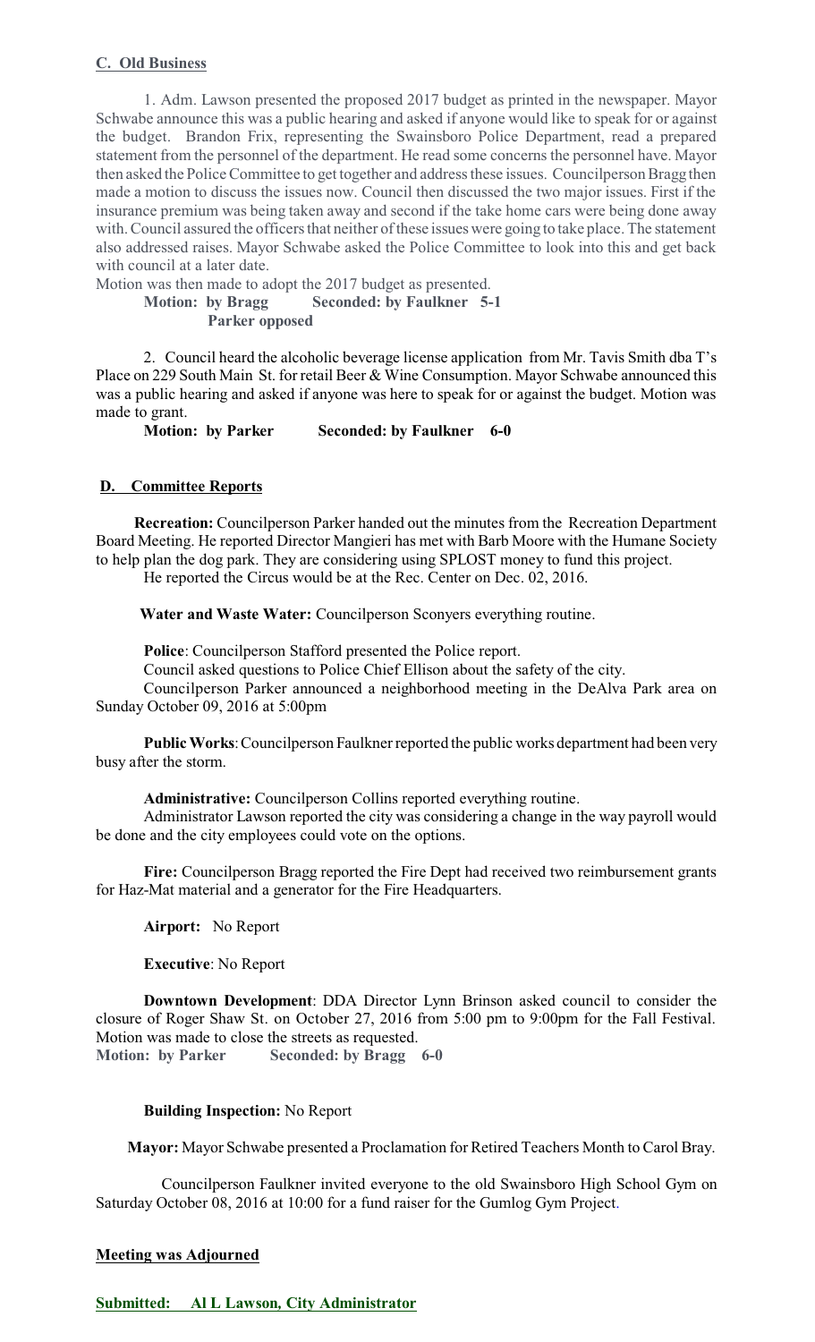## C. Old Business

1. Adm. Lawson presented the proposed 2017 budget as printed in the newspaper. Mayor Schwabe announce this was a public hearing and asked if anyone would like to speak for or against the budget. Brandon Frix, representing the Swainsboro Police Department, read a prepared statement from the personnel of the department. He read some concerns the personnel have. Mayor then asked the Police Committee to get together and address these issues. Councilperson Bragg then made a motion to discuss the issues now. Council then discussed the two major issues. First if the insurance premium was being taken away and second if the take home cars were being done away with. Council assured the officers that neither of these issues were going to take place. The statement also addressed raises. Mayor Schwabe asked the Police Committee to look into this and get back with council at a later date.

Motion was then made to adopt the 2017 budget as presented.

**Motion: by Bragg Seconded: by Faulkner 5-1**
**Parker opposed**

2. Council heard the alcoholic beverage license application from Mr. Tavis Smith dba T's Place on 229 South Main St. for retail Beer & Wine Consumption. Mayor Schwabe announced this was a public hearing and asked if anyone was here to speak for or against the budget. Motion was made to grant.

**Motion: by Parker Seconded: by Faulkner 6-0**

## D. Committee Reports

**Recreation:** Councilperson Parker handed out the minutes from the Recreation Department Board Meeting. He reported Director Mangieri has met with Barb Moore with the Humane Society to help plan the dog park. They are considering using SPLOST money to fund this project.

He reported the Circus would be at the Rec. Center on Dec. 02, 2016.

**Water and Waste Water:** Councilperson Sconyers everything routine.

**Police**: Councilperson Stafford presented the Police report.

Council asked questions to Police Chief Ellison about the safety of the city.

Councilperson Parker announced a neighborhood meeting in the DeAlva Park area on Sunday October 09, 2016 at 5:00pm

**Public Works**: Councilperson Faulkner reported the public works department had been very busy after the storm.

**Administrative:** Councilperson Collins reported everything routine.

Administrator Lawson reported the city was considering a change in the way payroll would be done and the city employees could vote on the options.

**Fire:** Councilperson Bragg reported the Fire Dept had received two reimbursement grants for Haz-Mat material and a generator for the Fire Headquarters.

**Airport:** No Report

**Executive**: No Report

**Downtown Development**: DDA Director Lynn Brinson asked council to consider the closure of Roger Shaw St. on October 27, 2016 from 5:00 pm to 9:00pm for the Fall Festival. Motion was made to close the streets as requested.

**Motion: by Parker Seconded: by Bragg 6-0**

**Building Inspection:** No Report

**Mayor:** Mayor Schwabe presented a Proclamation for Retired Teachers Month to Carol Bray.

Councilperson Faulkner invited everyone to the old Swainsboro High School Gym on Saturday October 08, 2016 at 10:00 for a fund raiser for the Gumlog Gym Project.

**Meeting was Adjourned**

**Submitted: Al L Lawson, City Administrator**